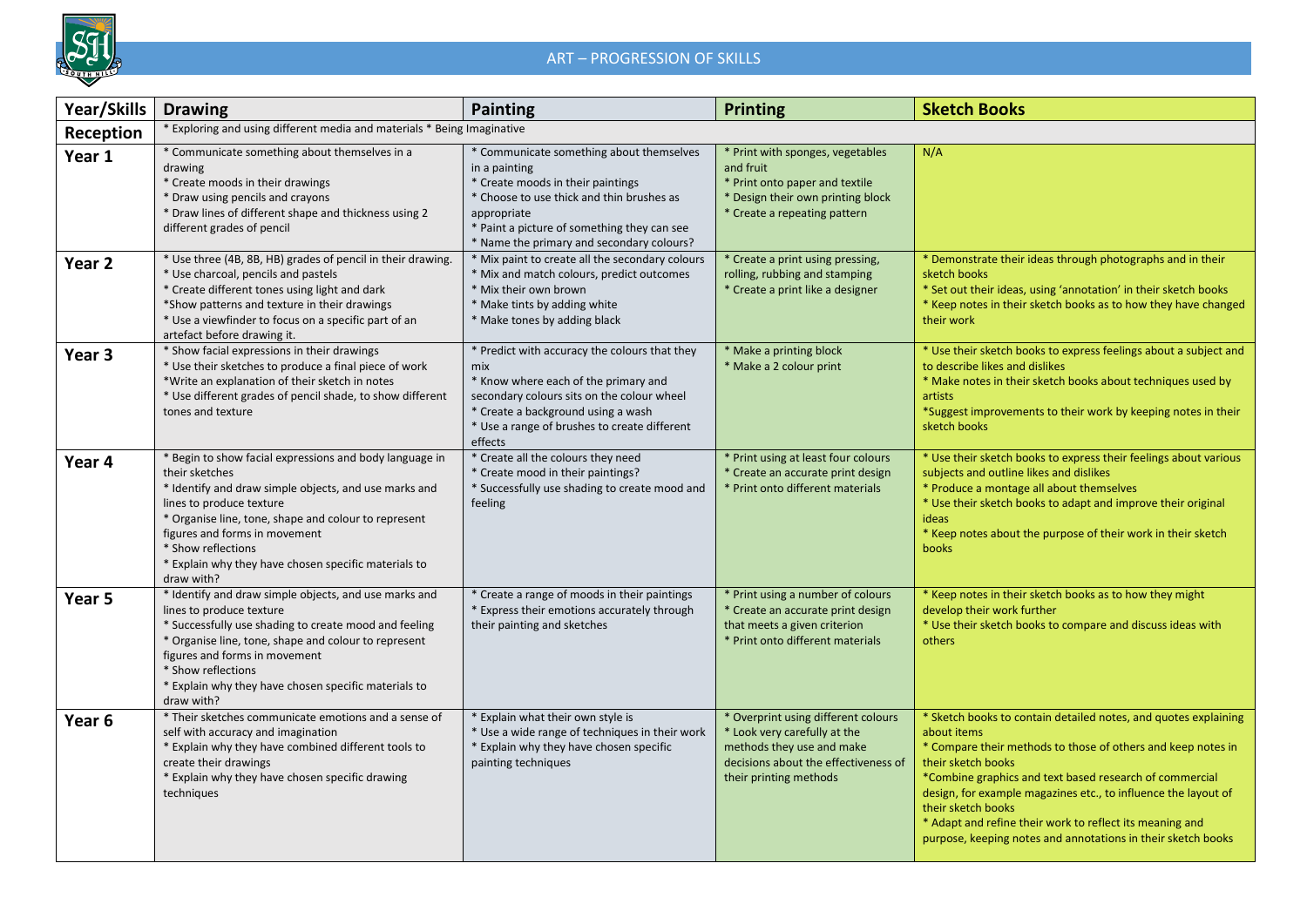# ART – PROGRESSION OF SKILLS

| Year/Skills | Drawing | Painting | Printing | Sketch Books |
|---|---|---|---|---|
| **Reception** | * Exploring and using different media and materials * Being Imaginative | | | |
| **Year 1** | * Communicate something about themselves in a drawing<br>* Create moods in their drawings<br>* Draw using pencils and crayons<br>* Draw lines of different shape and thickness using 2 different grades of pencil | * Communicate something about themselves in a painting<br>* Create moods in their paintings<br>* Choose to use thick and thin brushes as appropriate<br>* Paint a picture of something they can see<br>* Name the primary and secondary colours? | * Print with sponges, vegetables and fruit<br>* Print onto paper and textile<br>* Design their own printing block<br>* Create a repeating pattern | N/A |
| **Year 2** | * Use three (4B, 8B, HB) grades of pencil in their drawing.<br>* Use charcoal, pencils and pastels<br>* Create different tones using light and dark<br>*Show patterns and texture in their drawings<br>* Use a viewfinder to focus on a specific part of an artefact before drawing it. | * Mix paint to create all the secondary colours<br>* Mix and match colours, predict outcomes<br>* Mix their own brown<br>* Make tints by adding white<br>* Make tones by adding black | * Create a print using pressing, rolling, rubbing and stamping<br>* Create a print like a designer | * Demonstrate their ideas through photographs and in their sketch books<br>* Set out their ideas, using 'annotation' in their sketch books<br>* Keep notes in their sketch books as to how they have changed their work |
| **Year 3** | * Show facial expressions in their drawings<br>* Use their sketches to produce a final piece of work<br>*Write an explanation of their sketch in notes<br>* Use different grades of pencil shade, to show different tones and texture | * Predict with accuracy the colours that they mix<br>* Know where each of the primary and secondary colours sits on the colour wheel<br>* Create a background using a wash<br>* Use a range of brushes to create different effects | * Make a printing block<br>* Make a 2 colour print | * Use their sketch books to express feelings about a subject and to describe likes and dislikes<br>* Make notes in their sketch books about techniques used by artists<br>*Suggest improvements to their work by keeping notes in their sketch books |
| **Year 4** | * Begin to show facial expressions and body language in their sketches<br>* Identify and draw simple objects, and use marks and lines to produce texture<br>* Organise line, tone, shape and colour to represent figures and forms in movement<br>* Show reflections<br>* Explain why they have chosen specific materials to draw with? | * Create all the colours they need<br>* Create mood in their paintings?<br>* Successfully use shading to create mood and feeling | * Print using at least four colours<br>* Create an accurate print design<br>* Print onto different materials | * Use their sketch books to express their feelings about various subjects and outline likes and dislikes<br>* Produce a montage all about themselves<br>* Use their sketch books to adapt and improve their original ideas<br>* Keep notes about the purpose of their work in their sketch books |
| **Year 5** | * Identify and draw simple objects, and use marks and lines to produce texture<br>* Successfully use shading to create mood and feeling<br>* Organise line, tone, shape and colour to represent figures and forms in movement<br>* Show reflections<br>* Explain why they have chosen specific materials to draw with? | * Create a range of moods in their paintings<br>* Express their emotions accurately through their painting and sketches | * Print using a number of colours<br>* Create an accurate print design that meets a given criterion<br>* Print onto different materials | * Keep notes in their sketch books as to how they might develop their work further<br>* Use their sketch books to compare and discuss ideas with others |
| **Year 6** | * Their sketches communicate emotions and a sense of self with accuracy and imagination<br>* Explain why they have combined different tools to create their drawings<br>* Explain why they have chosen specific drawing techniques | * Explain what their own style is<br>* Use a wide range of techniques in their work<br>* Explain why they have chosen specific painting techniques | * Overprint using different colours<br>* Look very carefully at the methods they use and make decisions about the effectiveness of their printing methods | * Sketch books to contain detailed notes, and quotes explaining about items<br>* Compare their methods to those of others and keep notes in their sketch books<br>*Combine graphics and text based research of commercial design, for example magazines etc., to influence the layout of their sketch books<br>* Adapt and refine their work to reflect its meaning and purpose, keeping notes and annotations in their sketch books |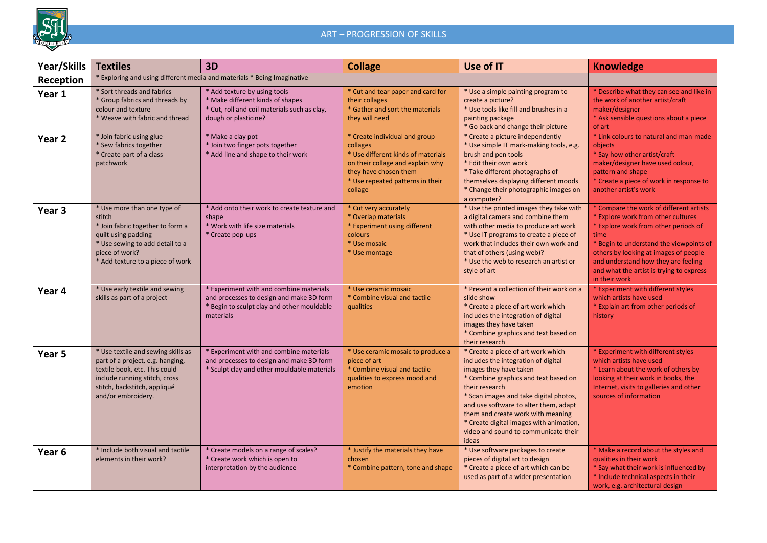# ART – PROGRESSION OF SKILLS

| Year/Skills | Textiles | 3D | Collage | Use of IT | Knowledge |
|---|---|---|---|---|---|
| **Reception** | * Exploring and using different media and materials * Being Imaginative | | | | |
| **Year 1** | * Sort threads and fabrics<br>* Group fabrics and threads by colour and texture<br>* Weave with fabric and thread | * Add texture by using tools<br>* Make different kinds of shapes<br>* Cut, roll and coil materials such as clay, dough or plasticine? | * Cut and tear paper and card for their collages<br>* Gather and sort the materials they will need | * Use a simple painting program to create a picture?<br>* Use tools like fill and brushes in a painting package<br>* Go back and change their picture | * Describe what they can see and like in the work of another artist/craft maker/designer<br>* Ask sensible questions about a piece of art |
| **Year 2** | * Join fabric using glue<br>* Sew fabrics together<br>* Create part of a class patchwork | * Make a clay pot<br>* Join two finger pots together<br>* Add line and shape to their work | * Create individual and group collages<br>* Use different kinds of materials on their collage and explain why they have chosen them<br>* Use repeated patterns in their collage | * Create a picture independently<br>* Use simple IT mark-making tools, e.g. brush and pen tools<br>* Edit their own work<br>* Take different photographs of themselves displaying different moods<br>* Change their photographic images on a computer? | * Link colours to natural and man-made objects<br>* Say how other artist/craft maker/designer have used colour, pattern and shape<br>* Create a piece of work in response to another artist's work |
| **Year 3** | * Use more than one type of stitch<br>* Join fabric together to form a quilt using padding<br>* Use sewing to add detail to a piece of work?<br>* Add texture to a piece of work | * Add onto their work to create texture and shape<br>* Work with life size materials<br>* Create pop-ups | * Cut very accurately<br>* Overlap materials<br>* Experiment using different colours<br>* Use mosaic<br>* Use montage | * Use the printed images they take with a digital camera and combine them with other media to produce art work<br>* Use IT programs to create a piece of work that includes their own work and that of others (using web)?<br>* Use the web to research an artist or style of art | * Compare the work of different artists<br>* Explore work from other cultures<br>* Explore work from other periods of time<br>* Begin to understand the viewpoints of others by looking at images of people and understand how they are feeling and what the artist is trying to express in their work |
| **Year 4** | * Use early textile and sewing skills as part of a project | * Experiment with and combine materials and processes to design and make 3D form<br>* Begin to sculpt clay and other mouldable materials | * Use ceramic mosaic<br>* Combine visual and tactile qualities | * Present a collection of their work on a slide show<br>* Create a piece of art work which includes the integration of digital images they have taken<br>* Combine graphics and text based on their research | * Experiment with different styles which artists have used<br>* Explain art from other periods of history |
| **Year 5** | * Use textile and sewing skills as part of a project, e.g. hanging, textile book, etc. This could include running stitch, cross stitch, backstitch, appliqué and/or embroidery. | * Experiment with and combine materials and processes to design and make 3D form<br>* Sculpt clay and other mouldable materials | * Use ceramic mosaic to produce a piece of art<br>* Combine visual and tactile qualities to express mood and emotion | * Create a piece of art work which includes the integration of digital images they have taken<br>* Combine graphics and text based on their research<br>* Scan images and take digital photos, and use software to alter them, adapt them and create work with meaning<br>* Create digital images with animation, video and sound to communicate their ideas | * Experiment with different styles which artists have used<br>* Learn about the work of others by looking at their work in books, the Internet, visits to galleries and other sources of information |
| **Year 6** | * Include both visual and tactile elements in their work? | * Create models on a range of scales?<br>* Create work which is open to interpretation by the audience | * Justify the materials they have chosen<br>* Combine pattern, tone and shape | * Use software packages to create pieces of digital art to design<br>* Create a piece of art which can be used as part of a wider presentation | * Make a record about the styles and qualities in their work<br>* Say what their work is influenced by<br>* Include technical aspects in their work, e.g. architectural design |